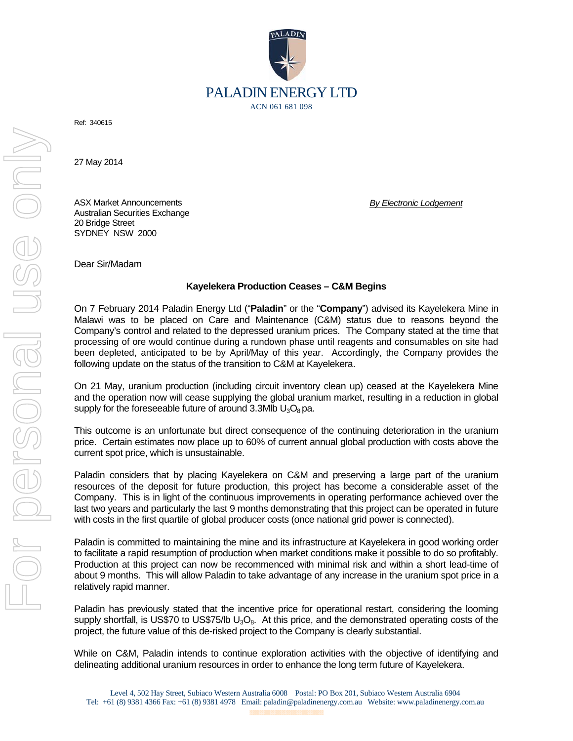PALADIN ENERGY LTD

ACN 061 681 098

Ref: 340615

27 May 2014

ASX Market Announcements
Australian Securities Exchange
20 Bridge Street
SYDNEY NSW 2000

*By Electronic Lodgement*

Dear Sir/Madam

**Kayelekera Production Ceases – C&M Begins**

On 7 February 2014 Paladin Energy Ltd ("**Paladin**" or the "**Company**") advised its Kayelekera Mine in Malawi was to be placed on Care and Maintenance (C&M) status due to reasons beyond the Company's control and related to the depressed uranium prices. The Company stated at the time that processing of ore would continue during a rundown phase until reagents and consumables on site had been depleted, anticipated to be by April/May of this year. Accordingly, the Company provides the following update on the status of the transition to C&M at Kayelekera.

On 21 May, uranium production (including circuit inventory clean up) ceased at the Kayelekera Mine and the operation now will cease supplying the global uranium market, resulting in a reduction in global supply for the foreseeable future of around 3.3Mlb $U_3O_8$ pa.

This outcome is an unfortunate but direct consequence of the continuing deterioration in the uranium price. Certain estimates now place up to 60% of current annual global production with costs above the current spot price, which is unsustainable.

Paladin considers that by placing Kayelekera on C&M and preserving a large part of the uranium resources of the deposit for future production, this project has become a considerable asset of the Company. This is in light of the continuous improvements in operating performance achieved over the last two years and particularly the last 9 months demonstrating that this project can be operated in future with costs in the first quartile of global producer costs (once national grid power is connected).

Paladin is committed to maintaining the mine and its infrastructure at Kayelekera in good working order to facilitate a rapid resumption of production when market conditions make it possible to do so profitably. Production at this project can now be recommenced with minimal risk and within a short lead-time of about 9 months. This will allow Paladin to take advantage of any increase in the uranium spot price in a relatively rapid manner.

Paladin has previously stated that the incentive price for operational restart, considering the looming supply shortfall, is US\$70 to US\$75/lb $U_3O_8$. At this price, and the demonstrated operating costs of the project, the future value of this de-risked project to the Company is clearly substantial.

While on C&M, Paladin intends to continue exploration activities with the objective of identifying and delineating additional uranium resources in order to enhance the long term future of Kayelekera.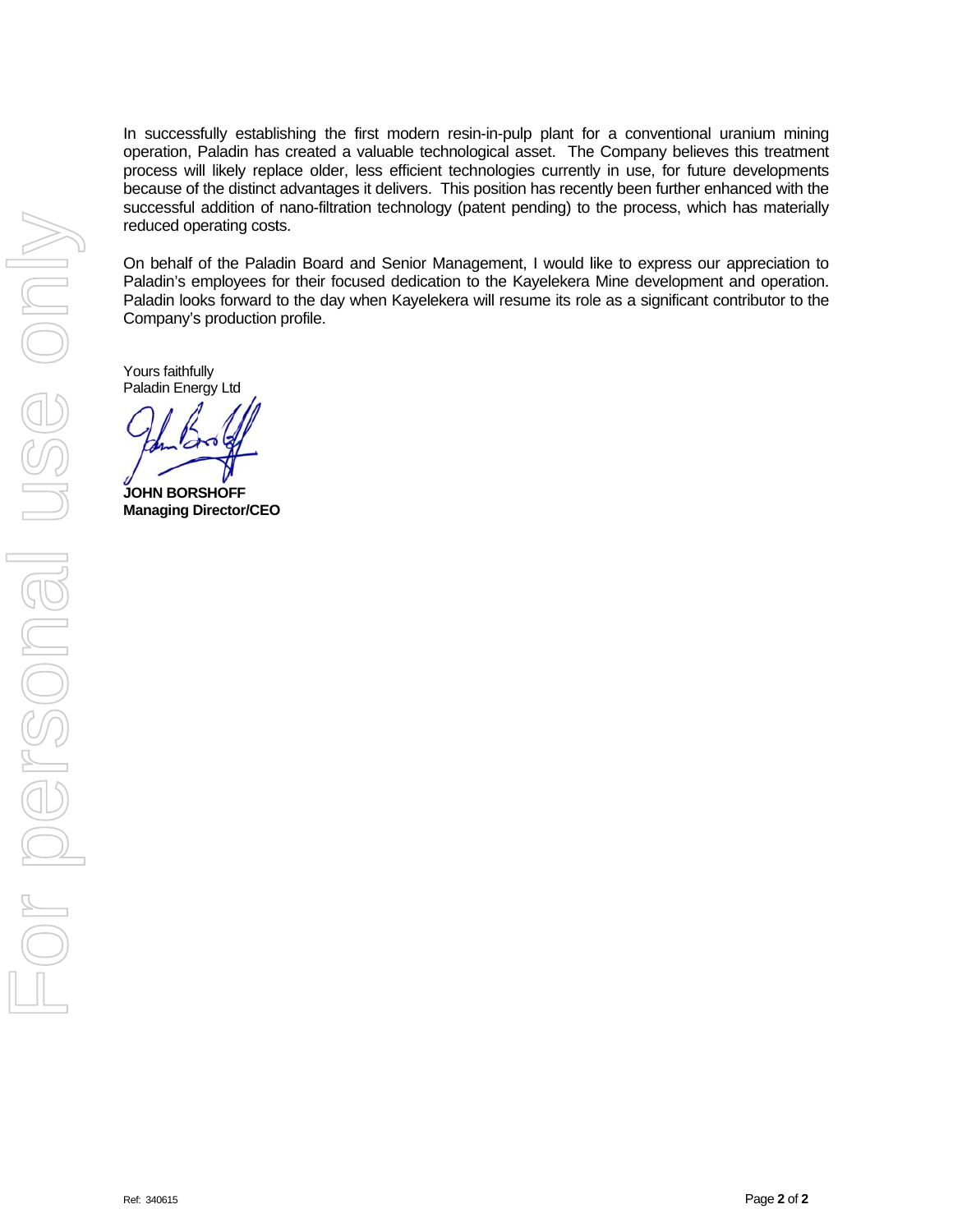In successfully establishing the first modern resin-in-pulp plant for a conventional uranium mining operation, Paladin has created a valuable technological asset. The Company believes this treatment process will likely replace older, less efficient technologies currently in use, for future developments because of the distinct advantages it delivers. This position has recently been further enhanced with the successful addition of nano-filtration technology (patent pending) to the process, which has materially reduced operating costs.

On behalf of the Paladin Board and Senior Management, I would like to express our appreciation to Paladin's employees for their focused dedication to the Kayelekera Mine development and operation. Paladin looks forward to the day when Kayelekera will resume its role as a significant contributor to the Company's production profile.

Yours faithfully
Paladin Energy Ltd

**JOHN BORSHOFF**
**Managing Director/CEO**

Ref: 340615